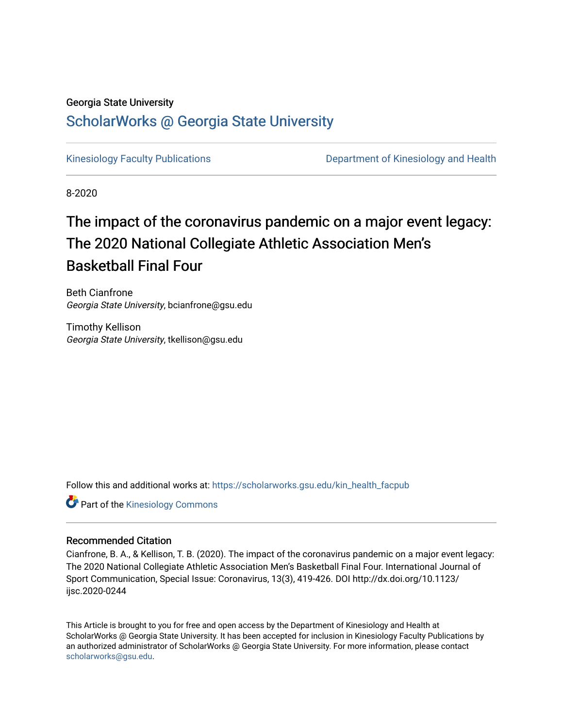Georgia State University

# ScholarWorks @ Georgia State University

Kinesiology Faculty Publications

Department of Kinesiology and Health

8-2020

# The impact of the coronavirus pandemic on a major event legacy: The 2020 National Collegiate Athletic Association Men's Basketball Final Four

Beth Cianfrone
*Georgia State University*, bcianfrone@gsu.edu

Timothy Kellison
*Georgia State University*, tkellison@gsu.edu

Follow this and additional works at: https://scholarworks.gsu.edu/kin_health_facpub

Part of the Kinesiology Commons

## Recommended Citation

Cianfrone, B. A., & Kellison, T. B. (2020). The impact of the coronavirus pandemic on a major event legacy: The 2020 National Collegiate Athletic Association Men's Basketball Final Four. International Journal of Sport Communication, Special Issue: Coronavirus, 13(3), 419-426. DOI http://dx.doi.org/10.1123/ijsc.2020-0244

This Article is brought to you for free and open access by the Department of Kinesiology and Health at ScholarWorks @ Georgia State University. It has been accepted for inclusion in Kinesiology Faculty Publications by an authorized administrator of ScholarWorks @ Georgia State University. For more information, please contact scholarworks@gsu.edu.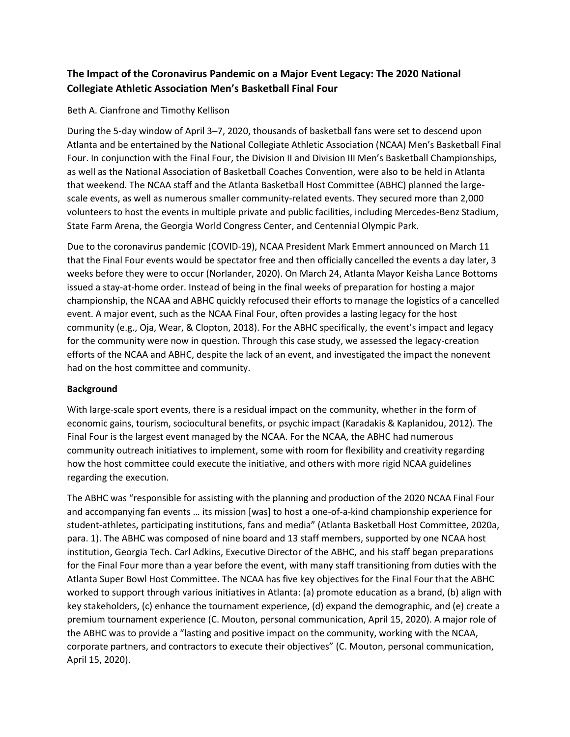## The Impact of the Coronavirus Pandemic on a Major Event Legacy: The 2020 National Collegiate Athletic Association Men's Basketball Final Four

Beth A. Cianfrone and Timothy Kellison

During the 5-day window of April 3–7, 2020, thousands of basketball fans were set to descend upon Atlanta and be entertained by the National Collegiate Athletic Association (NCAA) Men's Basketball Final Four. In conjunction with the Final Four, the Division II and Division III Men's Basketball Championships, as well as the National Association of Basketball Coaches Convention, were also to be held in Atlanta that weekend. The NCAA staff and the Atlanta Basketball Host Committee (ABHC) planned the large-scale events, as well as numerous smaller community-related events. They secured more than 2,000 volunteers to host the events in multiple private and public facilities, including Mercedes-Benz Stadium, State Farm Arena, the Georgia World Congress Center, and Centennial Olympic Park.

Due to the coronavirus pandemic (COVID-19), NCAA President Mark Emmert announced on March 11 that the Final Four events would be spectator free and then officially cancelled the events a day later, 3 weeks before they were to occur (Norlander, 2020). On March 24, Atlanta Mayor Keisha Lance Bottoms issued a stay-at-home order. Instead of being in the final weeks of preparation for hosting a major championship, the NCAA and ABHC quickly refocused their efforts to manage the logistics of a cancelled event. A major event, such as the NCAA Final Four, often provides a lasting legacy for the host community (e.g., Oja, Wear, & Clopton, 2018). For the ABHC specifically, the event's impact and legacy for the community were now in question. Through this case study, we assessed the legacy-creation efforts of the NCAA and ABHC, despite the lack of an event, and investigated the impact the nonevent had on the host committee and community.

### Background

With large-scale sport events, there is a residual impact on the community, whether in the form of economic gains, tourism, sociocultural benefits, or psychic impact (Karadakis & Kaplanidou, 2012). The Final Four is the largest event managed by the NCAA. For the NCAA, the ABHC had numerous community outreach initiatives to implement, some with room for flexibility and creativity regarding how the host committee could execute the initiative, and others with more rigid NCAA guidelines regarding the execution.

The ABHC was "responsible for assisting with the planning and production of the 2020 NCAA Final Four and accompanying fan events … its mission [was] to host a one-of-a-kind championship experience for student-athletes, participating institutions, fans and media" (Atlanta Basketball Host Committee, 2020a, para. 1). The ABHC was composed of nine board and 13 staff members, supported by one NCAA host institution, Georgia Tech. Carl Adkins, Executive Director of the ABHC, and his staff began preparations for the Final Four more than a year before the event, with many staff transitioning from duties with the Atlanta Super Bowl Host Committee. The NCAA has five key objectives for the Final Four that the ABHC worked to support through various initiatives in Atlanta: (a) promote education as a brand, (b) align with key stakeholders, (c) enhance the tournament experience, (d) expand the demographic, and (e) create a premium tournament experience (C. Mouton, personal communication, April 15, 2020). A major role of the ABHC was to provide a "lasting and positive impact on the community, working with the NCAA, corporate partners, and contractors to execute their objectives" (C. Mouton, personal communication, April 15, 2020).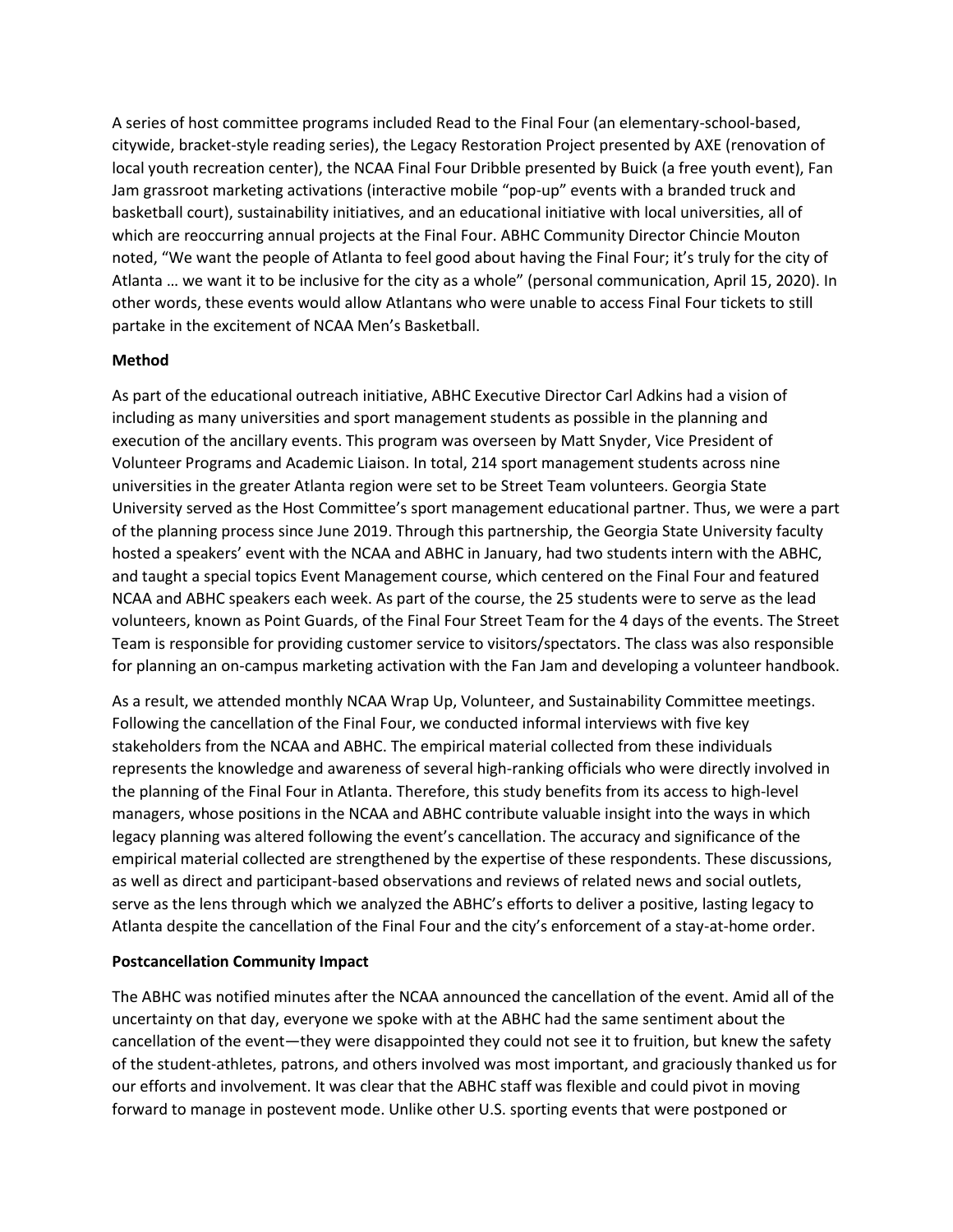A series of host committee programs included Read to the Final Four (an elementary-school-based, citywide, bracket-style reading series), the Legacy Restoration Project presented by AXE (renovation of local youth recreation center), the NCAA Final Four Dribble presented by Buick (a free youth event), Fan Jam grassroot marketing activations (interactive mobile "pop-up" events with a branded truck and basketball court), sustainability initiatives, and an educational initiative with local universities, all of which are reoccurring annual projects at the Final Four. ABHC Community Director Chincie Mouton noted, "We want the people of Atlanta to feel good about having the Final Four; it's truly for the city of Atlanta … we want it to be inclusive for the city as a whole" (personal communication, April 15, 2020). In other words, these events would allow Atlantans who were unable to access Final Four tickets to still partake in the excitement of NCAA Men's Basketball.

**Method**

As part of the educational outreach initiative, ABHC Executive Director Carl Adkins had a vision of including as many universities and sport management students as possible in the planning and execution of the ancillary events. This program was overseen by Matt Snyder, Vice President of Volunteer Programs and Academic Liaison. In total, 214 sport management students across nine universities in the greater Atlanta region were set to be Street Team volunteers. Georgia State University served as the Host Committee's sport management educational partner. Thus, we were a part of the planning process since June 2019. Through this partnership, the Georgia State University faculty hosted a speakers' event with the NCAA and ABHC in January, had two students intern with the ABHC, and taught a special topics Event Management course, which centered on the Final Four and featured NCAA and ABHC speakers each week. As part of the course, the 25 students were to serve as the lead volunteers, known as Point Guards, of the Final Four Street Team for the 4 days of the events. The Street Team is responsible for providing customer service to visitors/spectators. The class was also responsible for planning an on-campus marketing activation with the Fan Jam and developing a volunteer handbook.

As a result, we attended monthly NCAA Wrap Up, Volunteer, and Sustainability Committee meetings. Following the cancellation of the Final Four, we conducted informal interviews with five key stakeholders from the NCAA and ABHC. The empirical material collected from these individuals represents the knowledge and awareness of several high-ranking officials who were directly involved in the planning of the Final Four in Atlanta. Therefore, this study benefits from its access to high-level managers, whose positions in the NCAA and ABHC contribute valuable insight into the ways in which legacy planning was altered following the event's cancellation. The accuracy and significance of the empirical material collected are strengthened by the expertise of these respondents. These discussions, as well as direct and participant-based observations and reviews of related news and social outlets, serve as the lens through which we analyzed the ABHC's efforts to deliver a positive, lasting legacy to Atlanta despite the cancellation of the Final Four and the city's enforcement of a stay-at-home order.

**Postcancellation Community Impact**

The ABHC was notified minutes after the NCAA announced the cancellation of the event. Amid all of the uncertainty on that day, everyone we spoke with at the ABHC had the same sentiment about the cancellation of the event—they were disappointed they could not see it to fruition, but knew the safety of the student-athletes, patrons, and others involved was most important, and graciously thanked us for our efforts and involvement. It was clear that the ABHC staff was flexible and could pivot in moving forward to manage in postevent mode. Unlike other U.S. sporting events that were postponed or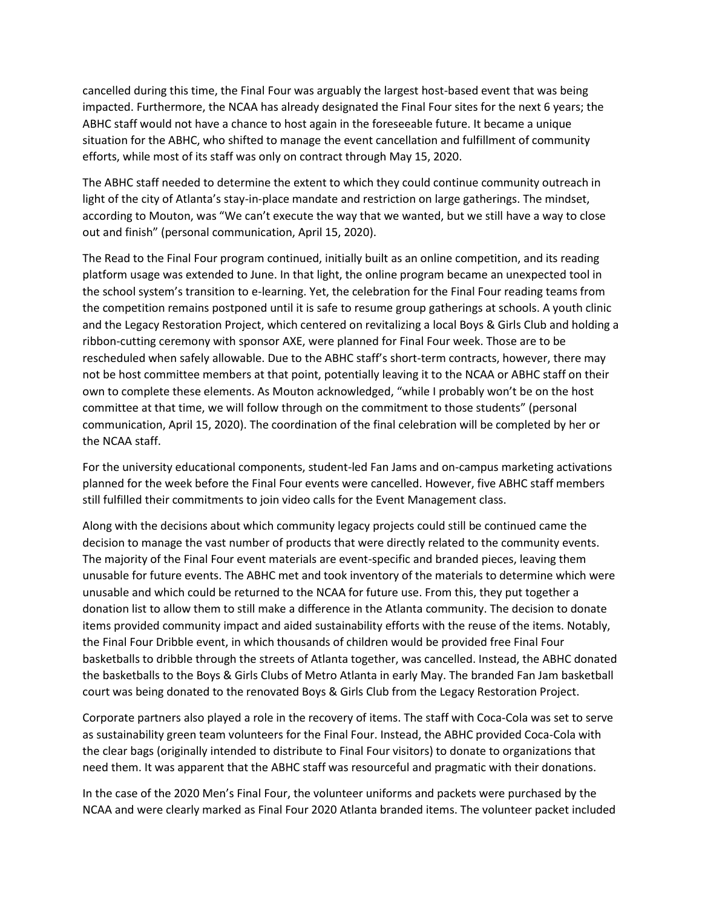cancelled during this time, the Final Four was arguably the largest host-based event that was being impacted. Furthermore, the NCAA has already designated the Final Four sites for the next 6 years; the ABHC staff would not have a chance to host again in the foreseeable future. It became a unique situation for the ABHC, who shifted to manage the event cancellation and fulfillment of community efforts, while most of its staff was only on contract through May 15, 2020.

The ABHC staff needed to determine the extent to which they could continue community outreach in light of the city of Atlanta's stay-in-place mandate and restriction on large gatherings. The mindset, according to Mouton, was "We can't execute the way that we wanted, but we still have a way to close out and finish" (personal communication, April 15, 2020).

The Read to the Final Four program continued, initially built as an online competition, and its reading platform usage was extended to June. In that light, the online program became an unexpected tool in the school system's transition to e-learning. Yet, the celebration for the Final Four reading teams from the competition remains postponed until it is safe to resume group gatherings at schools. A youth clinic and the Legacy Restoration Project, which centered on revitalizing a local Boys & Girls Club and holding a ribbon-cutting ceremony with sponsor AXE, were planned for Final Four week. Those are to be rescheduled when safely allowable. Due to the ABHC staff's short-term contracts, however, there may not be host committee members at that point, potentially leaving it to the NCAA or ABHC staff on their own to complete these elements. As Mouton acknowledged, "while I probably won't be on the host committee at that time, we will follow through on the commitment to those students" (personal communication, April 15, 2020). The coordination of the final celebration will be completed by her or the NCAA staff.

For the university educational components, student-led Fan Jams and on-campus marketing activations planned for the week before the Final Four events were cancelled. However, five ABHC staff members still fulfilled their commitments to join video calls for the Event Management class.

Along with the decisions about which community legacy projects could still be continued came the decision to manage the vast number of products that were directly related to the community events. The majority of the Final Four event materials are event-specific and branded pieces, leaving them unusable for future events. The ABHC met and took inventory of the materials to determine which were unusable and which could be returned to the NCAA for future use. From this, they put together a donation list to allow them to still make a difference in the Atlanta community. The decision to donate items provided community impact and aided sustainability efforts with the reuse of the items. Notably, the Final Four Dribble event, in which thousands of children would be provided free Final Four basketballs to dribble through the streets of Atlanta together, was cancelled. Instead, the ABHC donated the basketballs to the Boys & Girls Clubs of Metro Atlanta in early May. The branded Fan Jam basketball court was being donated to the renovated Boys & Girls Club from the Legacy Restoration Project.

Corporate partners also played a role in the recovery of items. The staff with Coca-Cola was set to serve as sustainability green team volunteers for the Final Four. Instead, the ABHC provided Coca-Cola with the clear bags (originally intended to distribute to Final Four visitors) to donate to organizations that need them. It was apparent that the ABHC staff was resourceful and pragmatic with their donations.

In the case of the 2020 Men's Final Four, the volunteer uniforms and packets were purchased by the NCAA and were clearly marked as Final Four 2020 Atlanta branded items. The volunteer packet included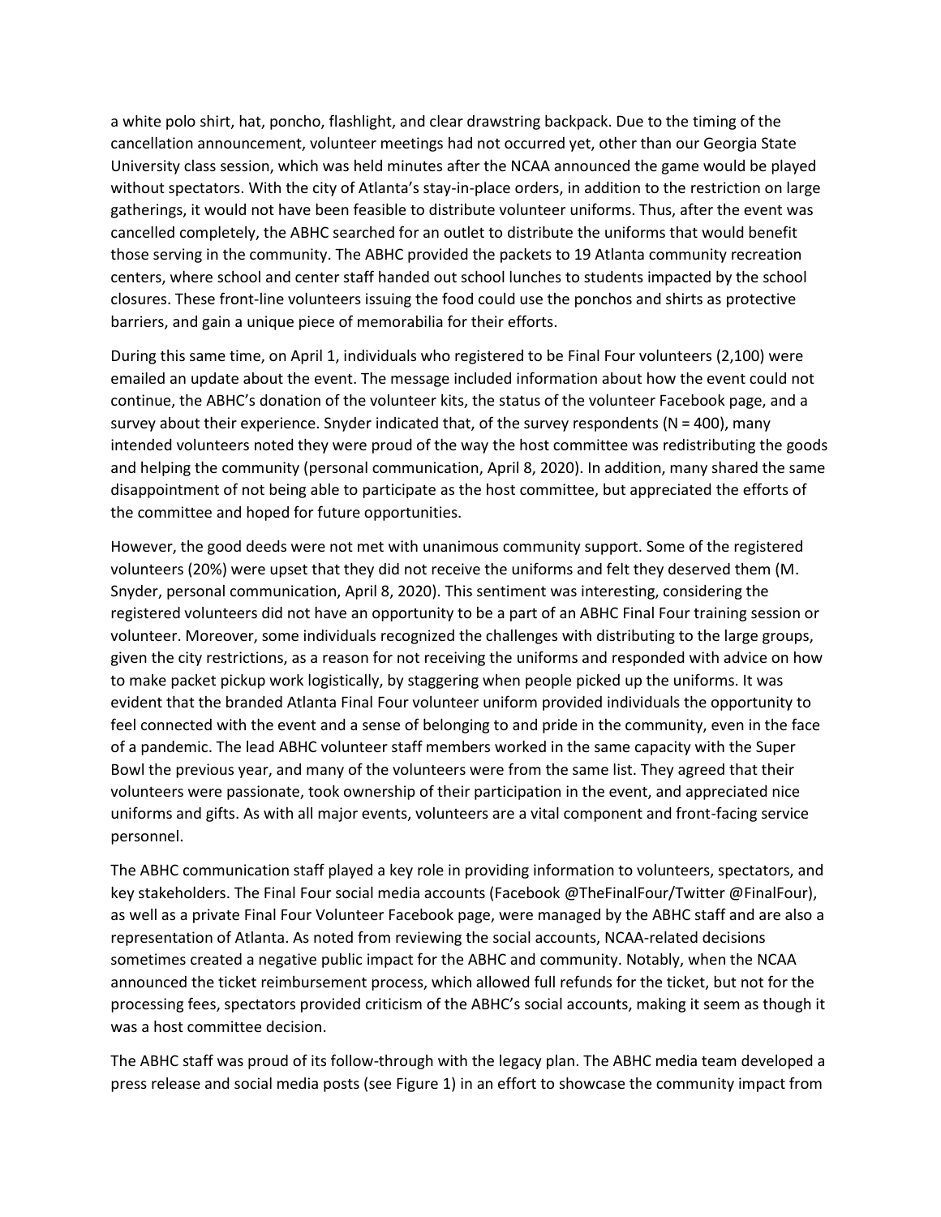a white polo shirt, hat, poncho, flashlight, and clear drawstring backpack. Due to the timing of the cancellation announcement, volunteer meetings had not occurred yet, other than our Georgia State University class session, which was held minutes after the NCAA announced the game would be played without spectators. With the city of Atlanta's stay-in-place orders, in addition to the restriction on large gatherings, it would not have been feasible to distribute volunteer uniforms. Thus, after the event was cancelled completely, the ABHC searched for an outlet to distribute the uniforms that would benefit those serving in the community. The ABHC provided the packets to 19 Atlanta community recreation centers, where school and center staff handed out school lunches to students impacted by the school closures. These front-line volunteers issuing the food could use the ponchos and shirts as protective barriers, and gain a unique piece of memorabilia for their efforts.

During this same time, on April 1, individuals who registered to be Final Four volunteers (2,100) were emailed an update about the event. The message included information about how the event could not continue, the ABHC's donation of the volunteer kits, the status of the volunteer Facebook page, and a survey about their experience. Snyder indicated that, of the survey respondents (N = 400), many intended volunteers noted they were proud of the way the host committee was redistributing the goods and helping the community (personal communication, April 8, 2020). In addition, many shared the same disappointment of not being able to participate as the host committee, but appreciated the efforts of the committee and hoped for future opportunities.

However, the good deeds were not met with unanimous community support. Some of the registered volunteers (20%) were upset that they did not receive the uniforms and felt they deserved them (M. Snyder, personal communication, April 8, 2020). This sentiment was interesting, considering the registered volunteers did not have an opportunity to be a part of an ABHC Final Four training session or volunteer. Moreover, some individuals recognized the challenges with distributing to the large groups, given the city restrictions, as a reason for not receiving the uniforms and responded with advice on how to make packet pickup work logistically, by staggering when people picked up the uniforms. It was evident that the branded Atlanta Final Four volunteer uniform provided individuals the opportunity to feel connected with the event and a sense of belonging to and pride in the community, even in the face of a pandemic. The lead ABHC volunteer staff members worked in the same capacity with the Super Bowl the previous year, and many of the volunteers were from the same list. They agreed that their volunteers were passionate, took ownership of their participation in the event, and appreciated nice uniforms and gifts. As with all major events, volunteers are a vital component and front-facing service personnel.

The ABHC communication staff played a key role in providing information to volunteers, spectators, and key stakeholders. The Final Four social media accounts (Facebook @TheFinalFour/Twitter @FinalFour), as well as a private Final Four Volunteer Facebook page, were managed by the ABHC staff and are also a representation of Atlanta. As noted from reviewing the social accounts, NCAA-related decisions sometimes created a negative public impact for the ABHC and community. Notably, when the NCAA announced the ticket reimbursement process, which allowed full refunds for the ticket, but not for the processing fees, spectators provided criticism of the ABHC's social accounts, making it seem as though it was a host committee decision.

The ABHC staff was proud of its follow-through with the legacy plan. The ABHC media team developed a press release and social media posts (see Figure 1) in an effort to showcase the community impact from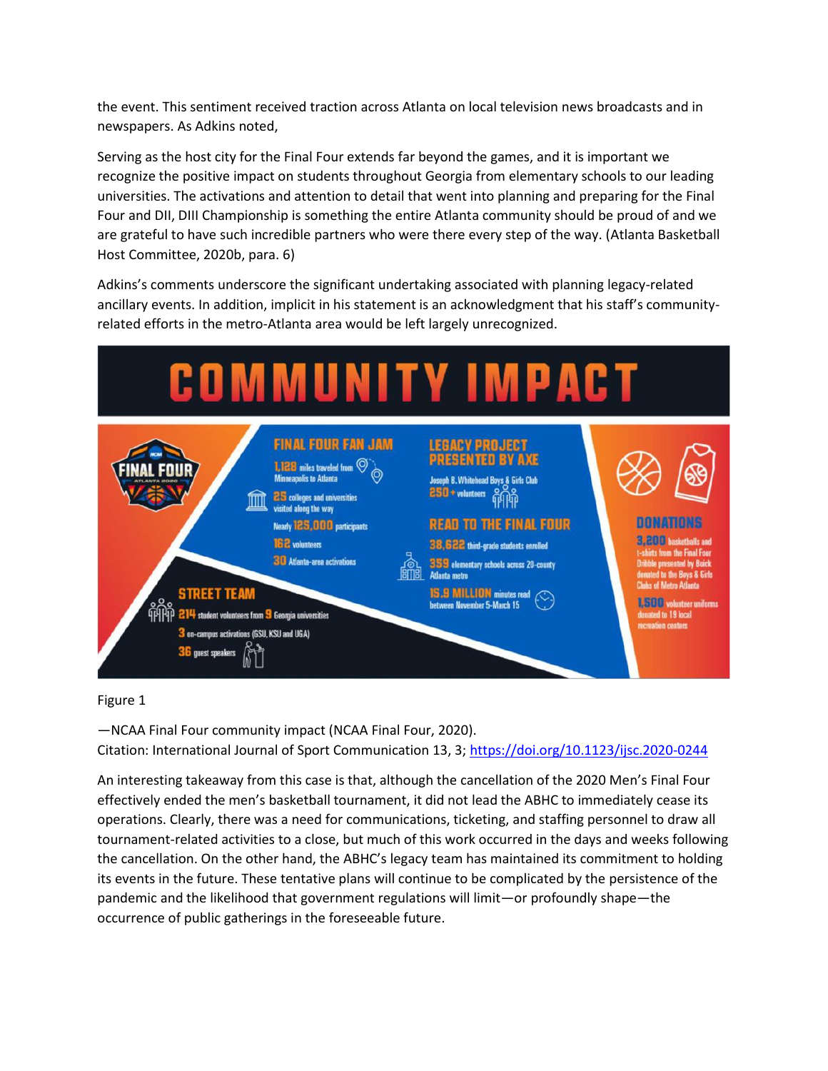the event. This sentiment received traction across Atlanta on local television news broadcasts and in newspapers. As Adkins noted,

Serving as the host city for the Final Four extends far beyond the games, and it is important we recognize the positive impact on students throughout Georgia from elementary schools to our leading universities. The activations and attention to detail that went into planning and preparing for the Final Four and DII, DIII Championship is something the entire Atlanta community should be proud of and we are grateful to have such incredible partners who were there every step of the way. (Atlanta Basketball Host Committee, 2020b, para. 6)

Adkins's comments underscore the significant undertaking associated with planning legacy-related ancillary events. In addition, implicit in his statement is an acknowledgment that his staff's community-related efforts in the metro-Atlanta area would be left largely unrecognized.

**COMMUNITY IMPACT**

FINAL FOUR ATLANTA 2020

**FINAL FOUR FAN JAM**
- 1,128 miles traveled from Minneapolis to Atlanta
- 25 colleges and universities visited along the way
- Nearly 125,000 participants
- 162 volunteers
- 30 Atlanta-area activations

**LEGACY PROJECT PRESENTED BY AXE**
- Joseph B. Whitehead Boys & Girls Club
- 250+ volunteers

**READ TO THE FINAL FOUR**
- 38,622 third-grade students enrolled
- 359 elementary schools across 20-county Atlanta metro
- 15.9 MILLION minutes read between November 5-March 15

**DONATIONS**
- 3,200 basketballs and t-shirts from the Final Four Dribble presented by Buick donated to the Boys & Girls Clubs of Metro Atlanta
- 1,500 volunteer uniforms donated to 19 local recreation centers

**STREET TEAM**
- 214 student volunteers from 9 Georgia universities
- 3 on-campus activations (GSU, KSU and UGA)
- 36 guest speakers

Figure 1

—NCAA Final Four community impact (NCAA Final Four, 2020).
Citation: International Journal of Sport Communication 13, 3; https://doi.org/10.1123/ijsc.2020-0244

An interesting takeaway from this case is that, although the cancellation of the 2020 Men's Final Four effectively ended the men's basketball tournament, it did not lead the ABHC to immediately cease its operations. Clearly, there was a need for communications, ticketing, and staffing personnel to draw all tournament-related activities to a close, but much of this work occurred in the days and weeks following the cancellation. On the other hand, the ABHC's legacy team has maintained its commitment to holding its events in the future. These tentative plans will continue to be complicated by the persistence of the pandemic and the likelihood that government regulations will limit—or profoundly shape—the occurrence of public gatherings in the foreseeable future.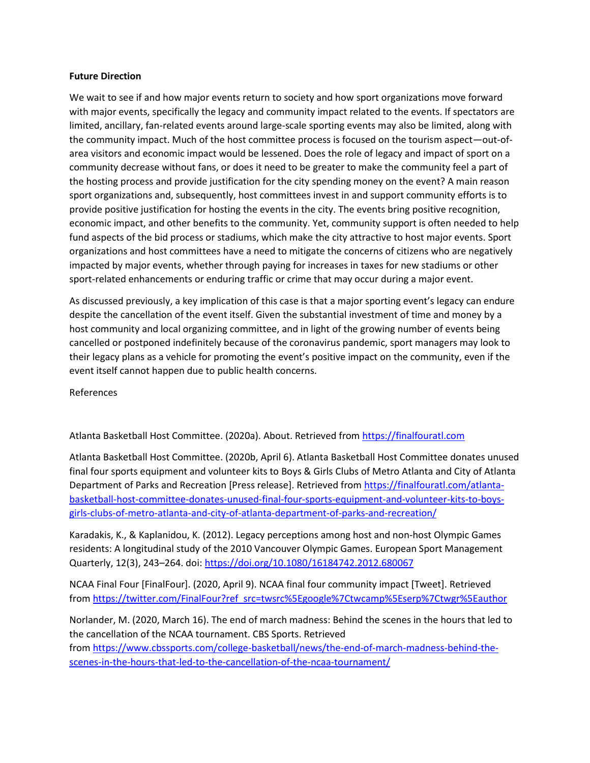**Future Direction**

We wait to see if and how major events return to society and how sport organizations move forward with major events, specifically the legacy and community impact related to the events. If spectators are limited, ancillary, fan-related events around large-scale sporting events may also be limited, along with the community impact. Much of the host committee process is focused on the tourism aspect—out-of-area visitors and economic impact would be lessened. Does the role of legacy and impact of sport on a community decrease without fans, or does it need to be greater to make the community feel a part of the hosting process and provide justification for the city spending money on the event? A main reason sport organizations and, subsequently, host committees invest in and support community efforts is to provide positive justification for hosting the events in the city. The events bring positive recognition, economic impact, and other benefits to the community. Yet, community support is often needed to help fund aspects of the bid process or stadiums, which make the city attractive to host major events. Sport organizations and host committees have a need to mitigate the concerns of citizens who are negatively impacted by major events, whether through paying for increases in taxes for new stadiums or other sport-related enhancements or enduring traffic or crime that may occur during a major event.

As discussed previously, a key implication of this case is that a major sporting event's legacy can endure despite the cancellation of the event itself. Given the substantial investment of time and money by a host community and local organizing committee, and in light of the growing number of events being cancelled or postponed indefinitely because of the coronavirus pandemic, sport managers may look to their legacy plans as a vehicle for promoting the event's positive impact on the community, even if the event itself cannot happen due to public health concerns.

References

Atlanta Basketball Host Committee. (2020a). About. Retrieved from https://finalfouratl.com

Atlanta Basketball Host Committee. (2020b, April 6). Atlanta Basketball Host Committee donates unused final four sports equipment and volunteer kits to Boys & Girls Clubs of Metro Atlanta and City of Atlanta Department of Parks and Recreation [Press release]. Retrieved from https://finalfouratl.com/atlanta-basketball-host-committee-donates-unused-final-four-sports-equipment-and-volunteer-kits-to-boys-girls-clubs-of-metro-atlanta-and-city-of-atlanta-department-of-parks-and-recreation/

Karadakis, K., & Kaplanidou, K. (2012). Legacy perceptions among host and non-host Olympic Games residents: A longitudinal study of the 2010 Vancouver Olympic Games. European Sport Management Quarterly, 12(3), 243–264. doi: https://doi.org/10.1080/16184742.2012.680067

NCAA Final Four [FinalFour]. (2020, April 9). NCAA final four community impact [Tweet]. Retrieved from https://twitter.com/FinalFour?ref_src=twsrc%5Egoogle%7Ctwcamp%5Eserp%7Ctwgr%5Eauthor

Norlander, M. (2020, March 16). The end of march madness: Behind the scenes in the hours that led to the cancellation of the NCAA tournament. CBS Sports. Retrieved from https://www.cbssports.com/college-basketball/news/the-end-of-march-madness-behind-the-scenes-in-the-hours-that-led-to-the-cancellation-of-the-ncaa-tournament/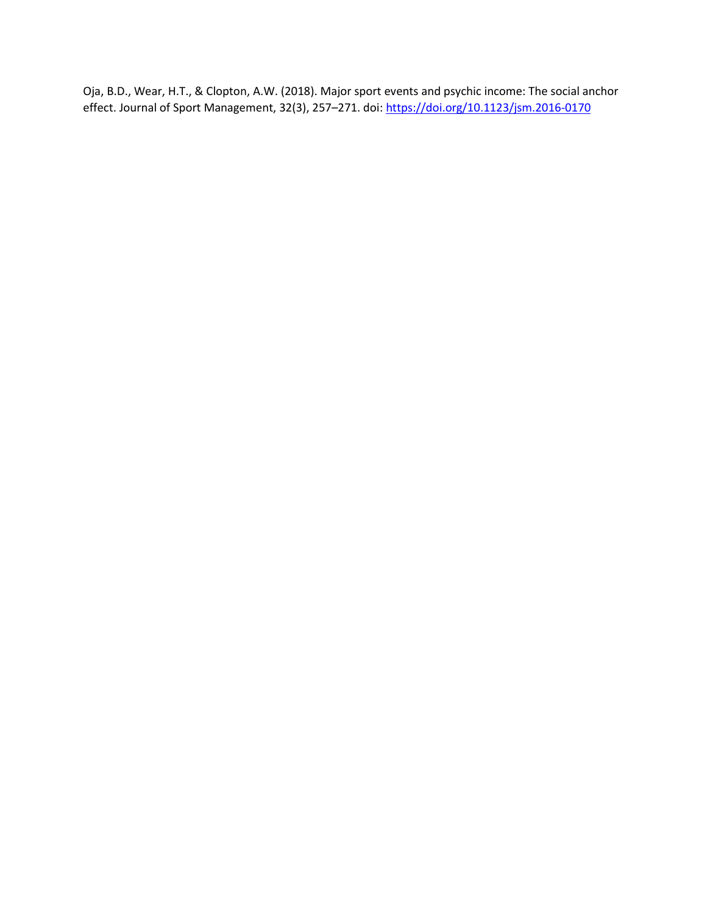Oja, B.D., Wear, H.T., & Clopton, A.W. (2018). Major sport events and psychic income: The social anchor effect. Journal of Sport Management, 32(3), 257–271. doi: https://doi.org/10.1123/jsm.2016-0170